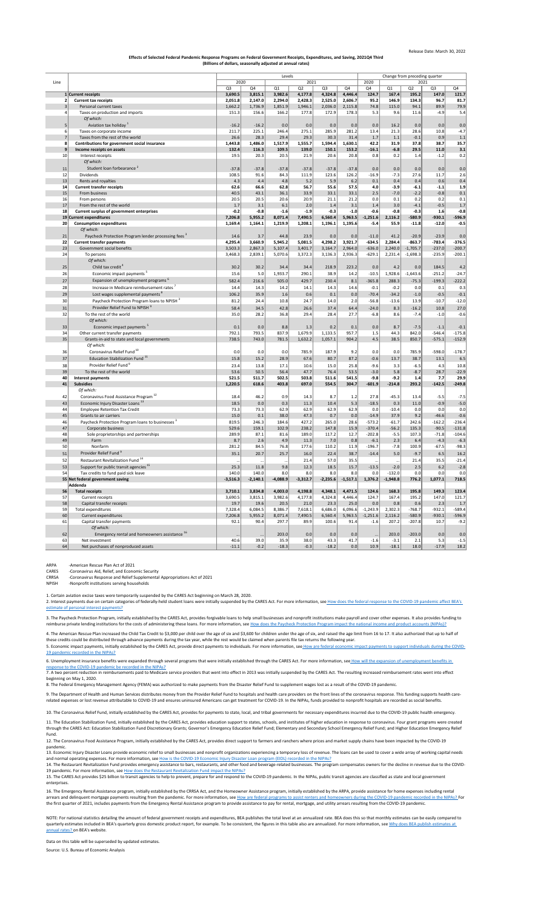Release Date: March 30, 2022

**Effects of Selected Federal Pandemic Response Programs on Federal Government Receipts, Expenditures, and Saving, 2021Q4 Third**
**(Billions of dollars, seasonally adjusted at annual rates)**

| Line | | Levels | | | | | | Change from preceding quarter | | | | |
|---|---|---|---|---|---|---|---|---|---|---|---|---|
| | | 2020 | | 2021 | | | | 2020 | 2021 | | | |
| | | Q3 | Q4 | Q1 | Q2 | Q3 | Q4 | Q4 | Q1 | Q2 | Q3 | Q4 |
| 1 | **Current receipts** | 3,690.5 | 3,815.1 | 3,982.6 | 4,177.8 | 4,324.8 | 4,446.4 | 124.7 | 167.4 | 195.2 | 147.0 | 121.7 |
| 2 | **Current tax receipts** | 2,051.8 | 2,147.0 | 2,294.0 | 2,428.3 | 2,525.0 | 2,606.7 | 95.2 | 146.9 | 134.3 | 96.7 | 81.7 |
| 3 | Personal current taxes | 1,662.2 | 1,736.9 | 1,851.9 | 1,946.1 | 2,036.0 | 2,115.8 | 74.8 | 115.0 | 94.1 | 89.9 | 79.9 |
| 4 | Taxes on production and imports | 151.3 | 156.6 | 166.2 | 177.8 | 172.9 | 178.3 | 5.3 | 9.6 | 11.6 | -4.9 | 5.4 |
| | *Of which:* | | | | | | | | | | | |
| 5 | Aviation tax holiday [1] | -16.2 | -16.2 | 0.0 | 0.0 | 0.0 | 0.0 | 0.0 | 16.2 | 0.0 | 0.0 | 0.0 |
| 6 | Taxes on corporate income | 211.7 | 225.1 | 246.4 | 275.1 | 285.9 | 281.2 | 13.4 | 21.3 | 28.6 | 10.8 | -4.7 |
| 7 | Taxes from the rest of the world | 26.6 | 28.3 | 29.4 | 29.3 | 30.3 | 31.4 | 1.7 | 1.1 | -0.1 | 0.9 | 1.1 |
| 8 | **Contributions for government social insurance** | 1,443.8 | 1,486.0 | 1,517.9 | 1,555.7 | 1,594.4 | 1,630.1 | 42.2 | 31.9 | 37.8 | 38.7 | 35.7 |
| 9 | **Income receipts on assets** | 132.4 | 116.3 | 109.5 | 139.0 | 150.1 | 153.2 | -16.1 | -6.8 | 29.5 | 11.0 | 3.1 |
| 10 | Interest receipts | 19.5 | 20.3 | 20.5 | 21.9 | 20.6 | 20.8 | 0.8 | 0.2 | 1.4 | -1.2 | 0.2 |
| | *Of which:* | | | | | | | | | | | |
| 11 | Student loan forbearance [2] | -37.8 | -37.8 | -37.8 | -37.8 | -37.8 | -37.8 | 0.0 | 0.0 | 0.0 | 0.0 | 0.0 |
| 12 | Dividends | 108.5 | 91.6 | 84.3 | 111.9 | 123.6 | 126.2 | -16.9 | -7.3 | 27.6 | 11.7 | 2.6 |
| 13 | Rents and royalties | 4.3 | 4.4 | 4.8 | 5.2 | 5.9 | 6.2 | 0.1 | 0.4 | 0.4 | 0.6 | 0.4 |
| 14 | **Current transfer receipts** | 62.6 | 66.6 | 62.8 | 56.7 | 55.6 | 57.5 | 4.0 | -3.9 | -6.1 | -1.1 | 1.9 |
| 15 | From business | 40.5 | 43.1 | 36.1 | 33.9 | 33.1 | 33.1 | 2.5 | -7.0 | -2.2 | -0.8 | 0.1 |
| 16 | From persons | 20.5 | 20.5 | 20.6 | 20.9 | 21.1 | 21.2 | 0.0 | 0.1 | 0.2 | 0.2 | 0.1 |
| 17 | From the rest of the world | 1.7 | 3.1 | 6.1 | 2.0 | 1.4 | 3.1 | 1.4 | 3.0 | -4.1 | -0.5 | 1.7 |
| 18 | **Current surplus of government enterprises** | -0.2 | -0.8 | -1.6 | -1.9 | -0.3 | -1.0 | -0.6 | -0.8 | -0.3 | 1.6 | -0.8 |
| 19 | **Current expenditures** | 7,206.8 | 5,955.2 | 8,071.4 | 7,490.5 | 6,560.4 | 5,963.5 | -1,251.6 | 2,116.2 | -580.9 | -930.1 | -596.9 |
| 20 | **Consumption expenditures** | 1,169.4 | 1,164.1 | 1,219.9 | 1,208.1 | 1,196.1 | 1,195.6 | -5.4 | 55.9 | -11.8 | -12.0 | -0.5 |
| | *Of which:* | | | | | | | | | | | |
| 21 | Paycheck Protection Program lender processing fees [3] | 14.6 | 3.7 | 44.8 | 23.9 | 0.0 | 0.0 | -11.0 | 41.2 | -20.9 | -23.9 | 0.0 |
| 22 | **Current transfer payments** | 4,295.4 | 3,660.9 | 5,945.2 | 5,081.5 | 4,298.2 | 3,921.7 | -634.5 | 2,284.4 | -863.7 | -783.4 | -376.5 |
| 23 | Government social benefits | 3,503.3 | 2,867.3 | 5,107.4 | 3,401.7 | 3,164.7 | 2,964.0 | -636.0 | 2,240.0 | -1,705.7 | -237.0 | -200.7 |
| 24 | To persons | 3,468.3 | 2,839.1 | 5,070.6 | 3,372.3 | 3,136.3 | 2,936.3 | -629.1 | 2,231.4 | -1,698.3 | -235.9 | -200.1 |
| | *Of which:* | | | | | | | | | | | |
| 25 | Child tax credit [4] | 30.2 | 30.2 | 34.4 | 34.4 | 218.9 | 223.2 | 0.0 | 4.2 | 0.0 | 184.5 | 4.2 |
| 26 | Economic impact payments [5] | 15.6 | 5.0 | 1,933.7 | 290.1 | 38.9 | 14.2 | -10.5 | 1,928.6 | -1,643.6 | -251.2 | -24.7 |
| 27 | Expansion of unemployment programs [6] | 582.4 | 216.6 | 505.0 | 429.7 | 230.4 | 8.1 | -365.8 | 288.3 | -75.3 | -199.3 | -222.2 |
| 28 | Increase in Medicare reimbursement rates [7] | 14.4 | 14.3 | 14.2 | 14.1 | 14.3 | 14.6 | -0.1 | -0.2 | 0.0 | 0.1 | 0.3 |
| 29 | Lost wages supplemental payments [8] | 106.2 | 35.9 | 1.6 | 0.6 | 0.1 | 0.0 | -70.4 | -34.2 | -1.0 | -0.5 | -0.1 |
| 30 | Paycheck Protection Program loans to NPISH [3] | 81.2 | 24.4 | 10.8 | 24.7 | 14.0 | 2.0 | -56.8 | -13.6 | 13.9 | -10.7 | -12.0 |
| 31 | Provider Relief Fund to NPISH [9] | 58.4 | 34.5 | 42.8 | 26.6 | 37.4 | 64.4 | -24.0 | 8.3 | -16.2 | 10.8 | 27.0 |
| 32 | To the rest of the world | 35.0 | 28.2 | 36.8 | 29.4 | 28.4 | 27.7 | -6.8 | 8.6 | -7.4 | -1.0 | -0.6 |
| | *Of which:* | | | | | | | | | | | |
| 33 | Economic impact payments [5] | 0.1 | 0.0 | 8.8 | 1.3 | 0.2 | 0.1 | 0.0 | 8.7 | -7.5 | -1.1 | -0.1 |
| 34 | Other current transfer payments | 792.1 | 793.5 | 837.9 | 1,679.9 | 1,133.5 | 957.7 | 1.5 | 44.3 | 842.0 | -546.4 | -175.8 |
| 35 | Grants-in-aid to state and local governments | 738.5 | 743.0 | 781.5 | 1,632.2 | 1,057.1 | 904.2 | 4.5 | 38.5 | 850.7 | -575.1 | -152.9 |
| | *Of which:* | | | | | | | | | | | |
| 36 | Coronavirus Relief Fund [10] | 0.0 | 0.0 | 0.0 | 785.9 | 187.9 | 9.2 | 0.0 | 0.0 | 785.9 | -598.0 | -178.7 |
| 37 | Education Stabilization Fund [11] | 15.8 | 15.2 | 28.9 | 67.6 | 80.7 | 87.2 | -0.6 | 13.7 | 38.7 | 13.1 | 6.5 |
| 38 | Provider Relief Fund [9] | 23.4 | 13.8 | 17.1 | 10.6 | 15.0 | 25.8 | -9.6 | 3.3 | -6.5 | 4.3 | 10.8 |
| 39 | To the rest of the world | 53.6 | 50.5 | 56.4 | 47.7 | 76.4 | 53.5 | -3.0 | 5.8 | -8.7 | 28.7 | -22.9 |
| 40 | **Interest payments** | 521.5 | 511.7 | 502.5 | 503.8 | 511.6 | 541.5 | -9.8 | -9.2 | 1.4 | 7.7 | 29.9 |
| 41 | **Subsidies** | 1,220.5 | 618.6 | 403.8 | 697.0 | 554.5 | 304.7 | -601.9 | -214.8 | 293.2 | -142.5 | -249.8 |
| | *Of which:* | | | | | | | | | | | |
| 42 | Coronavirus Food Assistance Program [12] | 18.4 | 46.2 | 0.9 | 14.3 | 8.7 | 1.2 | 27.8 | -45.3 | 13.4 | -5.5 | -7.5 |
| 43 | Economic Injury Disaster Loans [13] | 18.5 | 0.0 | 0.3 | 11.3 | 10.4 | 5.3 | -18.5 | 0.3 | 11.0 | -0.9 | -5.0 |
| 44 | Employee Retention Tax Credit | 73.3 | 73.3 | 62.9 | 62.9 | 62.9 | 62.9 | 0.0 | -10.4 | 0.0 | 0.0 | 0.0 |
| 45 | Grants to air carriers | 15.0 | 0.1 | 38.0 | 47.3 | 0.7 | 0.0 | -14.9 | 37.9 | 9.2 | -46.6 | -0.6 |
| 46 | Paycheck Protection Program loans to businesses [3] | 819.5 | 246.3 | 184.6 | 427.2 | 265.0 | 28.6 | -573.2 | -61.7 | 242.6 | -162.2 | -236.4 |
| 47 | Corporate business | 529.6 | 159.1 | 102.9 | 238.2 | 147.8 | 15.9 | -370.4 | -56.2 | 135.3 | -90.5 | -131.8 |
| 48 | Sole proprietorships and partnerships | 289.9 | 87.1 | 81.6 | 189.0 | 117.2 | 12.7 | -202.8 | -5.5 | 107.3 | -71.8 | -104.6 |
| 49 | Farm | 8.7 | 2.6 | 4.9 | 11.3 | 7.0 | 0.8 | -6.1 | 2.3 | 6.4 | -4.3 | -6.3 |
| 50 | Nonfarm | 281.2 | 84.5 | 76.8 | 177.6 | 110.2 | 11.9 | -196.7 | -7.8 | 100.9 | -67.5 | -98.3 |
| 51 | Provider Relief Fund [9] | 35.1 | 20.7 | 25.7 | 16.0 | 22.4 | 38.7 | -14.4 | 5.0 | -9.7 | 6.5 | 16.2 |
| 52 | Restaurant Revitalization Fund [14] | … | … | … | 21.4 | 57.0 | 35.5 | … | … | 21.4 | 35.5 | -21.4 |
| 53 | Support for public transit agencies [15] | 25.3 | 11.8 | 9.8 | 12.3 | 18.5 | 15.7 | -13.5 | -2.0 | 2.5 | 6.2 | -2.8 |
| 54 | Tax credits to fund paid sick leave | 140.0 | 140.0 | 8.0 | 8.0 | 8.0 | 8.0 | 0.0 | -132.0 | 0.0 | 0.0 | 0.0 |
| 55 | **Net federal government saving** | -3,516.3 | -2,140.1 | -4,088.9 | -3,312.7 | -2,235.6 | -1,517.1 | 1,376.2 | -1,948.8 | 776.2 | 1,077.1 | 718.5 |
| | **Addenda** | | | | | | | | | | | |
| 56 | **Total receipts** | 3,710.1 | 3,834.8 | 4,003.0 | 4,198.8 | 4,348.1 | 4,471.5 | 124.6 | 168.3 | 195.8 | 149.3 | 123.4 |
| 57 | Current receipts | 3,690.5 | 3,815.1 | 3,982.6 | 4,177.8 | 4,324.8 | 4,446.4 | 124.7 | 167.4 | 195.2 | 147.0 | 121.7 |
| 58 | Capital transfer receipts | 19.7 | 19.6 | 20.5 | 21.0 | 23.3 | 25.0 | 0.0 | 0.8 | 0.6 | 2.3 | 1.7 |
| 59 | Total expenditures | 7,328.4 | 6,084.5 | 8,386.7 | 7,618.1 | 6,686.0 | 6,096.6 | -1,243.9 | 2,302.3 | -768.7 | -932.1 | -589.4 |
| 60 | Current expenditures | 7,206.8 | 5,955.2 | 8,071.4 | 7,490.5 | 6,560.4 | 5,963.5 | -1,251.6 | 2,116.2 | -580.9 | -930.1 | -596.9 |
| 61 | Capital transfer payments | 92.1 | 90.4 | 297.7 | 89.9 | 100.6 | 91.4 | -1.6 | 207.2 | -207.8 | 10.7 | -9.2 |
| | *Of which:* | | | | | | | | | | | |
| 62 | Emergency rental and homeowners assistance [16] | … | … | 203.0 | 0.0 | 0.0 | 0.0 | … | 203.0 | -203.0 | 0.0 | 0.0 |
| 63 | Net investment | 40.6 | 39.0 | 35.9 | 38.0 | 43.3 | 41.7 | -1.6 | -3.1 | 2.1 | 5.3 | -1.5 |
| 64 | Net purchases of nonproduced assets | -11.1 | -0.2 | -18.3 | -0.3 | -18.2 | 0.0 | 10.9 | -18.1 | 18.0 | -17.9 | 18.2 |

ARPA -American Rescue Plan Act of 2021
CARES -Coronavirus Aid, Relief, and Economic Security
CRRSA -Coronavirus Response and Relief Supplemental Appropriations Act of 2021
NPISH -Nonprofit institutions serving households

1. Certain aviation excise taxes were temporarily suspended by the CARES Act beginning on March 28, 2020.

2. Interest payments due on certain categories of federally-held student loans were initially suspended by the CARES Act. For more information, see How does the federal response to the COVID-19 pandemic affect BEA's estimate of personal interest payments?

3. The Paycheck Protection Program, initially established by the CARES Act, provides forgivable loans to help small businesses and nonprofit institutions make payroll and cover other expenses. It also provides funding to reimburse private lending institutions for the costs of administering these loans. For more information, see How does the Paycheck Protection Program impact the national income and product accounts (NIPAs)?

4. The American Rescue Plan increased the Child Tax Credit to $3,000 per child over the age of six and $3,600 for children under the age of six, and raised the age limit from 16 to 17. It also authorized that up to half of these credits could be distributed through advance payments during the tax year, while the rest would be claimed when parents file tax returns the following year.

5. Economic impact payments, initially established by the CARES Act, provide direct payments to individuals. For more information, see How are federal economic impact payments to support individuals during the COVID-19 pandemic recorded in the NIPAs?

6. Unemployment insurance benefits were expanded through several programs that were initially established through the CARES Act. For more information, see How will the expansion of unemployment benefits in response to the COVID-19 pandemic be recorded in the NIPAs?

7. A two percent reduction in reimbursements paid to Medicare service providers that went into effect in 2013 was initially suspended by the CARES Act. The resulting increased reimbursement rates went into effect beginning on May 1, 2020.

8. The Federal Emergency Management Agency (FEMA) was authorized to make payments from the Disaster Relief Fund to supplement wages lost as a result of the COVID-19 pandemic.

9. The Department of Health and Human Services distributes money from the Provider Relief Fund to hospitals and health care providers on the front lines of the coronavirus response. This funding supports health care-related expenses or lost revenue attributable to COVID-19 and ensures uninsured Americans can get treatment for COVID-19. In the NIPAs, funds provided to nonprofit hospitals are recorded as social benefits.

10. The Coronavirus Relief Fund, initially established by the CARES Act, provides for payments to state, local, and tribal governments for necessary expenditures incurred due to the COVID-19 public health emergency.

11. The Education Stabilization Fund, initially established by the CARES Act, provides education support to states, schools, and institutes of higher education in response to coronavirus. Four grant programs were created through the CARES Act: Education Stabilization Fund Discretionary Grants; Governor's Emergency Education Relief Fund; Elementary and Secondary School Emergency Relief Fund; and Higher Education Emergency Relief Fund.

12. The Coronavirus Food Assistance Program, initially established by the CARES Act, provides direct support to farmers and ranchers where prices and market supply chains have been impacted by the COVID-19 pandemic.

13. Economic Injury Disaster Loans provide economic relief to small businesses and nonprofit organizations experiencing a temporary loss of revenue. The loans can be used to cover a wide array of working capital needs and normal operating expenses. For more information, see How is the COVID-19 Economic Injury Disaster Loan program (EIDL) recorded in the NIPAs?

14. The Restaurant Revitalization Fund provides emergency assistance to bars, restaurants, and other food and beverage-related businesses. The program compensates owners for the decline in revenue due to the COVID-19 pandemic. For more information, see How Does the Restaurant Revitalization Fund impact the NIPAs?

15. The CARES Act provides $25 billion to transit agencies to help to prevent, prepare for and respond to the COVID-19 pandemic. In the NIPAs, public transit agencies are classified as state and local government enterprises.

16. The Emergency Rental Assistance program, initially established by the CRRSA Act, and the Homeowner Assistance program, initially established by the ARPA, provide assistance for home expenses including rental arrears and delinquent mortgage payments resulting from the pandemic. For more information, see How are federal programs to assist renters and homeowners during the COVID-19 pandemic recorded in the NIPAs? For the first quarter of 2021, includes payments from the Emergency Rental Assistance program to provide assistance to pay for rental, mortgage, and utility arrears resulting from the COVID-19 pandemic.

NOTE: For national statistics detailing the amount of federal government receipts and expenditures, BEA publishes the total level at an annualized rate. BEA does this so that monthly estimates can be easily compared to quarterly estimates included in BEA's quarterly gross domestic product report, for example. To be consistent, the figures in this table also are annualized. For more information, see Why does BEA publish estimates at annual rates? on BEA's website.

Data on this table will be superseded by updated estimates.

Source: U.S. Bureau of Economic Analysis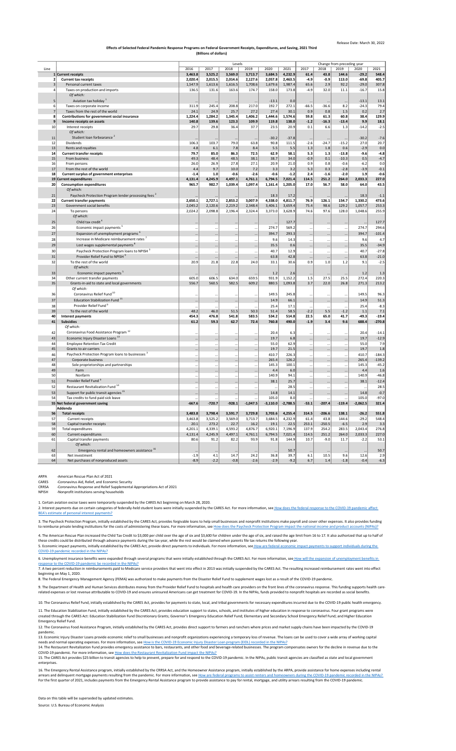Release Date: March 30, 2022

**Effects of Selected Federal Pandemic Response Programs on Federal Government Receipts, Expenditures, and Saving, 2021 Third**

**(Billions of dollars)**

| Line | | Levels | | | | | | Change from preceding year | | | | |
|---|---|---|---|---|---|---|---|---|---|---|---|---|
| | | 2016 | 2017 | 2018 | 2019 | 2020 | 2021 | 2017 | 2018 | 2019 | 2020 | 2021 |
| 1 | **Current receipts** | **3,463.8** | **3,525.2** | **3,569.0** | **3,713.7** | **3,684.5** | **4,232.9** | **61.4** | **43.8** | **144.6** | **-29.2** | **548.4** |
| 2 | **Current tax receipts** | **2,020.4** | **2,015.5** | **2,014.6** | **2,127.6** | **2,057.8** | **2,463.5** | **-4.9** | **-0.9** | **113.0** | **-69.8** | **405.7** |
| 3 | Personal current taxes | 1,547.9 | 1,613.6 | 1,616.5 | 1,708.6 | 1,679.6 | 1,987.4 | 65.6 | 2.9 | 92.2 | -29.0 | 307.8 |
| 4 | Taxes on production and imports | 136.5 | 131.6 | 163.6 | 174.7 | 158.0 | 173.8 | -4.9 | 32.0 | 11.1 | -16.7 | 15.8 |
| | *Of which:* | | | | | | | | | | | |
| 5 | Aviation tax holiday [1] | … | … | … | … | -13.1 | 0.0 | … | … | … | -13.1 | 13.1 |
| 6 | Taxes on corporate income | 311.9 | 245.4 | 208.8 | 217.0 | 192.7 | 272.1 | -66.5 | -36.6 | 8.2 | -24.3 | 79.4 |
| 7 | Taxes from the rest of the world | 24.1 | 24.9 | 25.7 | 27.2 | 27.4 | 30.1 | 0.9 | 0.8 | 1.5 | 0.2 | 2.7 |
| 8 | **Contributions for government social insurance** | **1,224.4** | **1,284.2** | **1,345.4** | **1,406.2** | **1,444.6** | **1,574.6** | **59.8** | **61.3** | **60.8** | **38.4** | **129.9** |
| 9 | **Income receipts on assets** | **140.8** | **139.6** | **123.3** | **109.9** | **119.8** | **138.0** | **-1.2** | **-16.3** | **-13.4** | **9.9** | **18.1** |
| 10 | Interest receipts | 29.7 | 29.8 | 36.4 | 37.7 | 23.5 | 20.9 | 0.1 | 6.6 | 1.3 | -14.2 | -2.5 |
| | *Of which:* | | | | | | | | | | | |
| 11 | Student loan forbearance [2] | … | … | … | … | -30.2 | -37.8 | … | … | … | -30.2 | -7.6 |
| 12 | Dividends | 106.3 | 103.7 | 79.0 | 63.8 | 90.8 | 111.5 | -2.6 | -24.7 | -15.2 | 27.0 | 20.7 |
| 13 | Rents and royalties | 4.8 | 6.1 | 7.8 | 8.4 | 5.5 | 5.5 | 1.3 | 1.8 | 0.6 | -2.9 | 0.0 |
| 14 | **Current transfer receipts** | **79.7** | **85.0** | **86.3** | **72.5** | **62.9** | **58.1** | **5.3** | **1.3** | **-13.8** | **-9.6** | **-4.8** |
| 15 | From business | 49.3 | 48.4 | 48.5 | 38.1 | 38.7 | 34.0 | -0.9 | 0.1 | -10.3 | 0.5 | -4.7 |
| 16 | From persons | 26.0 | 26.9 | 27.8 | 27.1 | 20.9 | 21.0 | 0.9 | 0.8 | -0.6 | -6.2 | 0.0 |
| 17 | From the rest of the world | 4.4 | 9.7 | 10.0 | 7.2 | 3.3 | 3.2 | 5.3 | 0.3 | -2.8 | -3.9 | -0.1 |
| 18 | **Current surplus of government enterprises** | **-1.4** | **1.0** | **-0.6** | **-2.6** | **-0.6** | **-1.2** | **2.4** | **-1.6** | **-2.0** | **1.9** | **-0.6** |
| 19 | **Current expenditures** | **4,131.4** | **4,245.9** | **4,497.1** | **4,761.1** | **6,794.5** | **7,021.4** | **114.5** | **251.2** | **264.0** | **2,033.3** | **227.0** |
| 20 | **Consumption expenditures** | **965.7** | **982.7** | **1,039.4** | **1,097.4** | **1,161.4** | **1,205.0** | **17.0** | **56.7** | **58.0** | **64.0** | **43.5** |
| | *Of which:* | | | | | | | | | | | |
| 21 | Paycheck Protection Program lender processing fees [3] | … | … | … | … | 18.3 | 17.2 | … | … | … | 18.3 | -1.1 |
| 22 | **Current transfer payments** | **2,650.1** | **2,727.1** | **2,853.2** | **3,007.9** | **4,338.0** | **4,811.7** | **76.9** | **126.1** | **154.7** | **1,330.2** | **473.6** |
| 23 | Government social benefits | 2,045.2 | 2,120.6 | 2,219.2 | 2,348.4 | 3,406.1 | 3,659.4 | 75.4 | 98.6 | 129.2 | 1,057.7 | 253.3 |
| 24 | To persons | 2,024.2 | 2,098.8 | 2,196.4 | 2,324.4 | 3,373.0 | 3,628.9 | 74.6 | 97.6 | 128.0 | 1,048.6 | 255.9 |
| | *Of which:* | | | | | | | | | | | |
| 25 | Child tax credit [4] | … | … | … | … | … | 127.7 | … | … | … | … | 127.7 |
| 26 | Economic impact payments [5] | … | … | … | … | 274.7 | 569.2 | … | … | … | 274.7 | 294.6 |
| 27 | Expansion of unemployment programs [6] | … | … | … | … | 394.7 | 293.3 | … | … | … | 394.7 | -101.4 |
| 28 | Increase in Medicare reimbursement rates [7] | … | … | … | … | 9.6 | 14.3 | … | … | … | 9.6 | 4.7 |
| 29 | Lost wages supplemental payments [8] | … | … | … | … | 35.5 | 0.6 | … | … | … | 35.5 | -34.9 |
| 30 | Paycheck Protection Program loans to NPISH [3] | … | … | … | … | 40.7 | 12.9 | … | … | … | 40.7 | -27.8 |
| 31 | Provider Relief Fund to NPISH [9] | … | … | … | … | 63.8 | 42.8 | … | … | … | 63.8 | -21.0 |
| 32 | To the rest of the world | 20.9 | 21.8 | 22.8 | 24.0 | 33.1 | 30.6 | 0.9 | 1.0 | 1.2 | 9.1 | -2.5 |
| | *Of which:* | | | | | | | | | | | |
| 33 | Economic impact payments [5] | … | … | … | … | 1.2 | 2.6 | … | … | … | 1.2 | 1.3 |
| 34 | Other current transfer payments | 605.0 | 606.5 | 634.0 | 659.5 | 931.9 | 1,152.2 | 1.5 | 27.5 | 25.5 | 272.4 | 220.3 |
| 35 | Grants-in-aid to state and local governments | 556.7 | 560.5 | 582.5 | 609.2 | 880.5 | 1,093.8 | 3.7 | 22.0 | 26.8 | 271.3 | 213.2 |
| | *Of which:* | | | | | | | | | | | |
| 36 | Coronavirus Relief Fund [10] | … | … | … | … | 149.5 | 245.8 | … | … | … | 149.5 | 96.3 |
| 37 | Education Stabilization Fund [11] | … | … | … | … | 14.9 | 66.1 | … | … | … | 14.9 | 51.3 |
| 38 | Provider Relief Fund [9] | … | … | … | … | 25.4 | 17.1 | … | … | … | 25.4 | -8.3 |
| 39 | To the rest of the world | 48.2 | 46.0 | 51.5 | 50.3 | 51.4 | 58.5 | -2.2 | 5.5 | -1.2 | 1.1 | 7.1 |
| 40 | **Interest payments** | **454.3** | **476.8** | **541.8** | **583.5** | **534.2** | **514.8** | **22.5** | **65.0** | **41.7** | **-49.3** | **-19.4** |
| 41 | **Subsidies** | **61.2** | **59.3** | **62.7** | **72.4** | **760.8** | **490.0** | **-1.9** | **3.4** | **9.6** | **688.4** | **-270.8** |
| | *Of which:* | | | | | | | | | | | |
| 42 | Coronavirus Food Assistance Program [12] | … | … | … | … | 20.4 | 6.3 | … | … | … | 20.4 | -14.1 |
| 43 | Economic Injury Disaster Loans [13] | … | … | … | … | 19.7 | 6.8 | … | … | … | 19.7 | -12.9 |
| 44 | Employee Retention Tax Credit | … | … | … | … | 55.0 | 62.9 | … | … | … | 55.0 | 7.9 |
| 45 | Grants to air carriers | … | … | … | … | 19.7 | 21.5 | … | … | … | 19.7 | 1.8 |
| 46 | Paycheck Protection Program loans to businesses [3] | … | … | … | … | 410.7 | 226.3 | … | … | … | 410.7 | -184.3 |
| 47 | Corporate business | … | … | … | … | 265.4 | 126.2 | … | … | … | 265.4 | -139.2 |
| 48 | Sole proprietorships and partnerships | … | … | … | … | 145.3 | 100.1 | … | … | … | 145.3 | -45.2 |
| 49 | Farm | … | … | … | … | 4.4 | 6.0 | … | … | … | 4.4 | 1.6 |
| 50 | Nonfarm | … | … | … | … | 140.9 | 94.1 | … | … | … | 140.9 | -46.8 |
| 51 | Provider Relief Fund [9] | … | … | … | … | 38.1 | 25.7 | … | … | … | 38.1 | -12.4 |
| 52 | Restaurant Revitalization Fund [14] | … | … | … | … | … | 28.5 | … | … | … | … | 28.5 |
| 53 | Support for public transit agencies [15] | … | … | … | … | 14.8 | 14.1 | … | … | … | 14.8 | -0.7 |
| 54 | Tax credits to fund paid sick leave | … | … | … | … | 105.0 | 8.0 | … | … | … | 105.0 | -97.0 |
| 55 | **Net federal government saving** | **-667.6** | **-720.7** | **-928.1** | **-1,047.5** | **-3,110.0** | **-2,788.5** | **-53.1** | **-207.4** | **-119.4** | **-2,062.5** | **321.4** |
| | **Addenda** | | | | | | | | | | | |
| 56 | **Total receipts** | **3,483.8** | **3,798.4** | **3,591.7** | **3,729.8** | **3,703.6** | **4,255.4** | **314.5** | **-206.6** | **138.1** | **-26.2** | **551.8** |
| 57 | Current receipts | 3,463.8 | 3,525.2 | 3,569.0 | 3,713.7 | 3,684.5 | 4,232.9 | 61.4 | 43.8 | 144.6 | -29.2 | 548.4 |
| 58 | Capital transfer receipts | 20.1 | 273.2 | 22.7 | 16.2 | 19.1 | 22.5 | 253.1 | -250.5 | -6.5 | 2.9 | 3.3 |
| 59 | Total expenditures | 4,201.1 | 4,339.1 | 4,593.2 | 4,876.7 | 6,920.1 | 7,196.9 | 137.9 | 254.2 | 283.5 | 2,043.4 | 276.8 |
| 60 | Current expenditures | 4,131.4 | 4,245.9 | 4,497.1 | 4,761.1 | 6,794.5 | 7,021.4 | 114.5 | 251.2 | 264.0 | 2,033.3 | 227.0 |
| 61 | Capital transfer payments | 80.6 | 91.2 | 82.2 | 93.9 | 91.8 | 144.9 | 10.7 | -9.0 | 11.7 | -2.2 | 53.1 |
| | *Of which:* | | | | | | | | | | | |
| 62 | Emergency rental and homeowners assistance [16] | … | … | … | … | … | 50.7 | … | … | … | … | 50.7 |
| 63 | Net investment | -1.9 | 4.1 | 14.7 | 24.2 | 36.8 | 39.7 | 6.1 | 10.5 | 9.6 | 12.6 | 2.9 |
| 64 | Net purchases of nonproduced assets | -8.9 | -2.2 | -0.8 | -2.6 | -2.9 | -9.2 | 6.7 | 1.4 | -1.8 | -0.4 | -6.3 |

ARPA -American Rescue Plan Act of 2021

CARES -Coronavirus Aid, Relief, and Economic Security

CRRSA -Coronavirus Response and Relief Supplemental Appropriations Act of 2021

NPISH -Nonprofit institutions serving households

1. Certain aviation excise taxes were temporarily suspended by the CARES Act beginning on March 28, 2020.

2. Interest payments due on certain categories of federally-held student loans were initially suspended by the CARES Act. For more information, see How does the federal response to the COVID-19 pandemic affect BEA's estimate of personal interest payments?

3. The Paycheck Protection Program, initially established by the CARES Act, provides forgivable loans to help small businesses and nonprofit institutions make payroll and cover other expenses. It also provides funding to reimburse private lending institutions for the costs of administering these loans. For more information, see How does the Paycheck Protection Program impact the national income and product accounts (NIPAs)?

4. The American Rescue Plan increased the Child Tax Credit to $3,000 per child over the age of six and $3,600 for children under the age of six, and raised the age limit from 16 to 17. It also authorized that up to half of these credits could be distributed through advance payments during the tax year, while the rest would be claimed when parents file tax returns the following year.

5. Economic impact payments, initially established by the CARES Act, provide direct payments to individuals. For more information, see How are federal economic impact payments to support individuals during the COVID-19 pandemic recorded in the NIPAs?

6. Unemployment insurance benefits were expanded through several programs that were initially established through the CARES Act. For more information, see How will the expansion of unemployment benefits in response to the COVID-19 pandemic be recorded in the NIPAs?

7. A two percent reduction in reimbursements paid to Medicare service providers that went into effect in 2013 was initially suspended by the CARES Act. The resulting increased reimbursement rates went into effect beginning on May 1, 2020.

8. The Federal Emergency Management Agency (FEMA) was authorized to make payments from the Disaster Relief Fund to supplement wages lost as a result of the COVID-19 pandemic.

9. The Department of Health and Human Services distributes money from the Provider Relief Fund to hospitals and health care providers on the front lines of the coronavirus response. This funding supports health care-related expenses or lost revenue attributable to COVID-19 and ensures uninsured Americans can get treatment for COVID-19. In the NIPAs, funds provided to nonprofit hospitals are recorded as social benefits.

10. The Coronavirus Relief Fund, initially established by the CARES Act, provides for payments to state, local, and tribal governments for necessary expenditures incurred due to the COVID-19 public health emergency.

11. The Education Stabilization Fund, initially established by the CARES Act, provides education support to states, schools, and institutes of higher education in response to coronavirus. Four grant programs were created through the CARES Act: Education Stabilization Fund Discretionary Grants; Governor's Emergency Education Relief Fund; Elementary and Secondary School Emergency Relief Fund; and Higher Education Emergency Relief Fund.

12. The Coronavirus Food Assistance Program, initially established by the CARES Act, provides direct support to farmers and ranchers where prices and market supply chains have been impacted by the COVID-19 pandemic.

13. Economic Injury Disaster Loans provide economic relief to small businesses and nonprofit organizations experiencing a temporary loss of revenue. The loans can be used to cover a wide array of working capital needs and normal operating expenses. For more information, see How is the COVID-19 Economic Injury Disaster Loan program (EIDL) recorded in the NIPAs?

14. The Restaurant Revitalization Fund provides emergency assistance to bars, restaurants, and other food and beverage-related businesses. The program compensates owners for the decline in revenue due to the COVID-19 pandemic. For more information, see How does the Restaurant Revitalization Fund impact the NIPAs?

15. The CARES Act provides $25 billion to transit agencies to help to prevent, prepare for and respond to the COVID-19 pandemic. In the NIPAs, public transit agencies are classified as state and local government enterprises.

16. The Emergency Rental Assistance program, initially established by the CRRSA Act, and the Homeowner Assistance program, initially established by the ARPA, provide assistance for home expenses including rental arrears and delinquent mortgage payments resulting from the pandemic. For more information, see How are federal programs to assist renters and homeowners during the COVID-19 pandemic recorded in the NIPAs? For the first quarter of 2021, includes payments from the Emergency Rental Assistance program to provide assistance to pay for rental, mortgage, and utility arrears resulting from the COVID-19 pandemic.

Data on this table will be superseded by updated estimates.

Source: U.S. Bureau of Economic Analysis